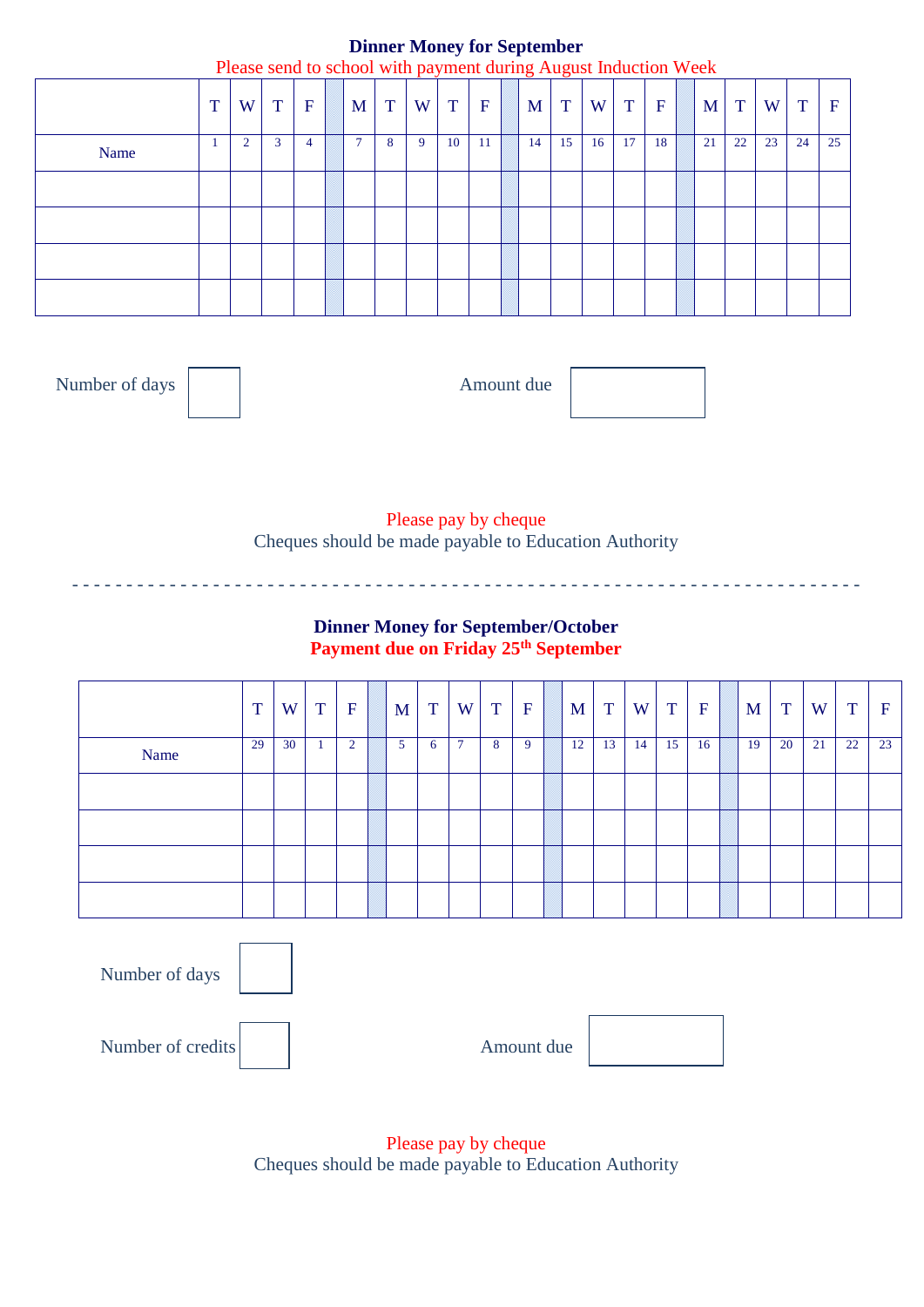**Dinner Money for September**

Please send to school with payment during August Induction Week

| | T | W | T | F | | M | T | W | T | F | | M | T | W | T | F | | M | T | W | T | F |
|---|---|---|---|---|---|---|---|---|---|---|---|---|---|---|---|---|---|---|---|---|---|---|
| Name | 1 | 2 | 3 | 4 | | 7 | 8 | 9 | 10 | 11 | | 14 | 15 | 16 | 17 | 18 | | 21 | 22 | 23 | 24 | 25 |
| | | | | | | | | | | | | | | | | | | | | | | |
| | | | | | | | | | | | | | | | | | | | | | | |
| | | | | | | | | | | | | | | | | | | | | | | |
| | | | | | | | | | | | | | | | | | | | | | | |

Number of days

Amount due

Please pay by cheque

Cheques should be made payable to Education Authority

- - - - - - - - - - - - - - - - - - - - - - - - - - - - - - - - - - - - - - - - - - - - - - - - - - - - - - - - - - - -

**Dinner Money for September/October**

**Payment due on Friday 25th September**

| | T | W | T | F | | M | T | W | T | F | | M | T | W | T | F | | M | T | W | T | F |
|---|---|---|---|---|---|---|---|---|---|---|---|---|---|---|---|---|---|---|---|---|---|---|
| Name | 29 | 30 | 1 | 2 | | 5 | 6 | 7 | 8 | 9 | | 12 | 13 | 14 | 15 | 16 | | 19 | 20 | 21 | 22 | 23 |
| | | | | | | | | | | | | | | | | | | | | | | |
| | | | | | | | | | | | | | | | | | | | | | | |
| | | | | | | | | | | | | | | | | | | | | | | |
| | | | | | | | | | | | | | | | | | | | | | | |

Number of days

Number of credits

Amount due

Please pay by cheque

Cheques should be made payable to Education Authority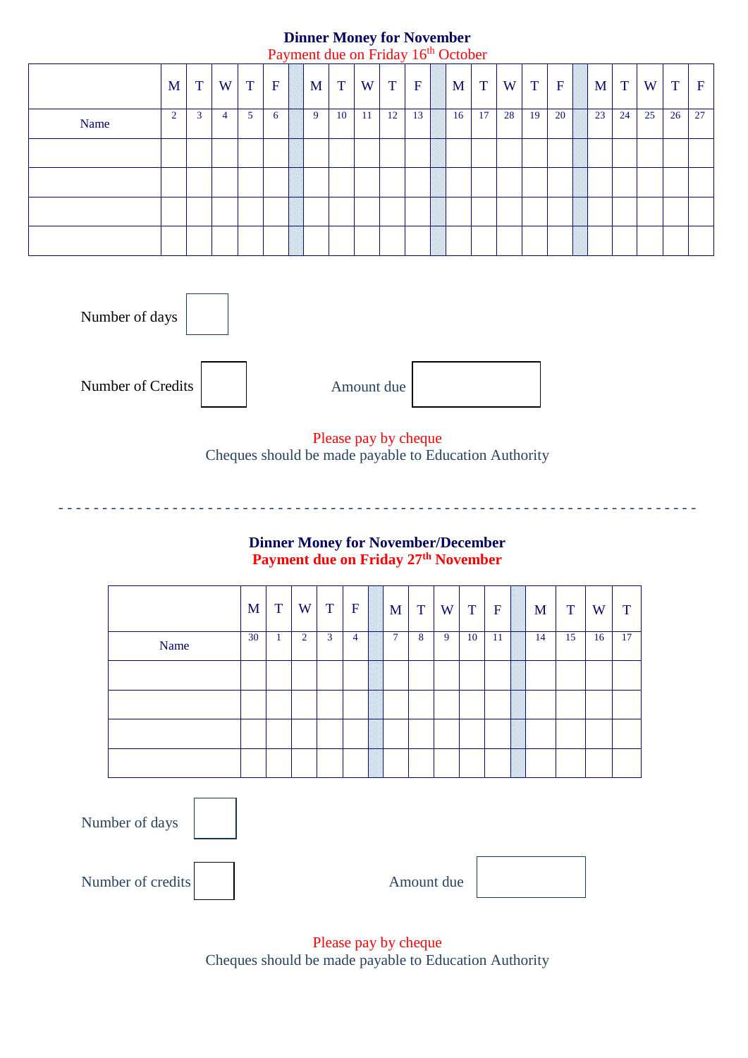**Dinner Money for November**

Payment due on Friday 16th October

| | M | T | W | T | F | | M | T | W | T | F | | M | T | W | T | F | | M | T | W | T | F |
|---|---|---|---|---|---|---|---|---|---|---|---|---|---|---|---|---|---|---|---|---|---|---|---|
| Name | 2 | 3 | 4 | 5 | 6 | | 9 | 10 | 11 | 12 | 13 | | 16 | 17 | 28 | 19 | 20 | | 23 | 24 | 25 | 26 | 27 |
| | | | | | | | | | | | | | | | | | | | | | | | |
| | | | | | | | | | | | | | | | | | | | | | | | |
| | | | | | | | | | | | | | | | | | | | | | | | |
| | | | | | | | | | | | | | | | | | | | | | | | |

Number of days

Number of Credits

Amount due

Please pay by cheque

Cheques should be made payable to Education Authority

---

**Dinner Money for November/December**

**Payment due on Friday 27th November**

| | M | T | W | T | F | | M | T | W | T | F | | M | T | W | T |
|---|---|---|---|---|---|---|---|---|---|---|---|---|---|---|---|---|
| Name | 30 | 1 | 2 | 3 | 4 | | 7 | 8 | 9 | 10 | 11 | | 14 | 15 | 16 | 17 |
| | | | | | | | | | | | | | | | | |
| | | | | | | | | | | | | | | | | |
| | | | | | | | | | | | | | | | | |
| | | | | | | | | | | | | | | | | |

Number of days

Number of credits

Amount due

Please pay by cheque

Cheques should be made payable to Education Authority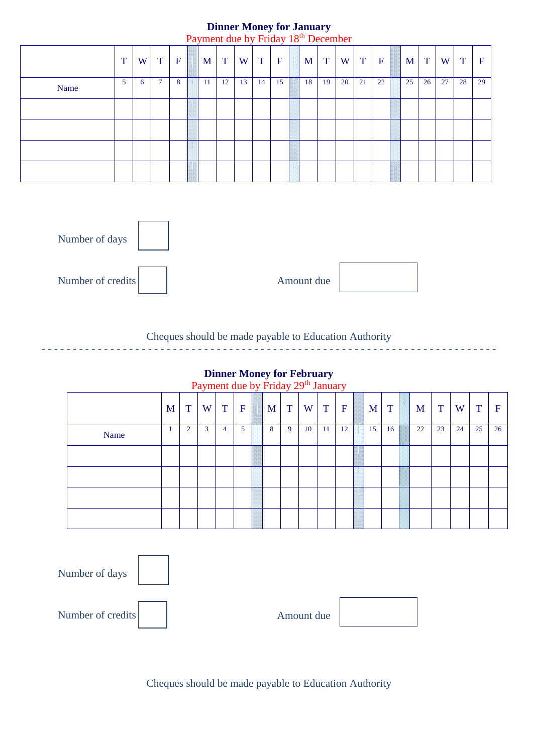**Dinner Money for January**

Payment due by Friday 18th December

|  | T | W | T | F |  | M | T | W | T | F |  | M | T | W | T | F |  | M | T | W | T | F |
|---|---|---|---|---|---|---|---|---|---|---|---|---|---|---|---|---|---|---|---|---|---|---|
| Name | 5 | 6 | 7 | 8 |  | 11 | 12 | 13 | 14 | 15 |  | 18 | 19 | 20 | 21 | 22 |  | 25 | 26 | 27 | 28 | 29 |
|  |  |  |  |  |  |  |  |  |  |  |  |  |  |  |  |  |  |  |  |  |  |  |
|  |  |  |  |  |  |  |  |  |  |  |  |  |  |  |  |  |  |  |  |  |  |  |
|  |  |  |  |  |  |  |  |  |  |  |  |  |  |  |  |  |  |  |  |  |  |  |
|  |  |  |  |  |  |  |  |  |  |  |  |  |  |  |  |  |  |  |  |  |  |  |

Number of days

Number of credits

Amount due

Cheques should be made payable to Education Authority

---

**Dinner Money for February**

Payment due by Friday 29th January

|  | M | T | W | T | F |  | M | T | W | T | F |  | M | T |  | M | T | W | T | F |
|---|---|---|---|---|---|---|---|---|---|---|---|---|---|---|---|---|---|---|---|---|
| Name | 1 | 2 | 3 | 4 | 5 |  | 8 | 9 | 10 | 11 | 12 |  | 15 | 16 |  | 22 | 23 | 24 | 25 | 26 |
|  |  |  |  |  |  |  |  |  |  |  |  |  |  |  |  |  |  |  |  |  |
|  |  |  |  |  |  |  |  |  |  |  |  |  |  |  |  |  |  |  |  |  |
|  |  |  |  |  |  |  |  |  |  |  |  |  |  |  |  |  |  |  |  |  |
|  |  |  |  |  |  |  |  |  |  |  |  |  |  |  |  |  |  |  |  |  |

Number of days

Number of credits

Amount due

Cheques should be made payable to Education Authority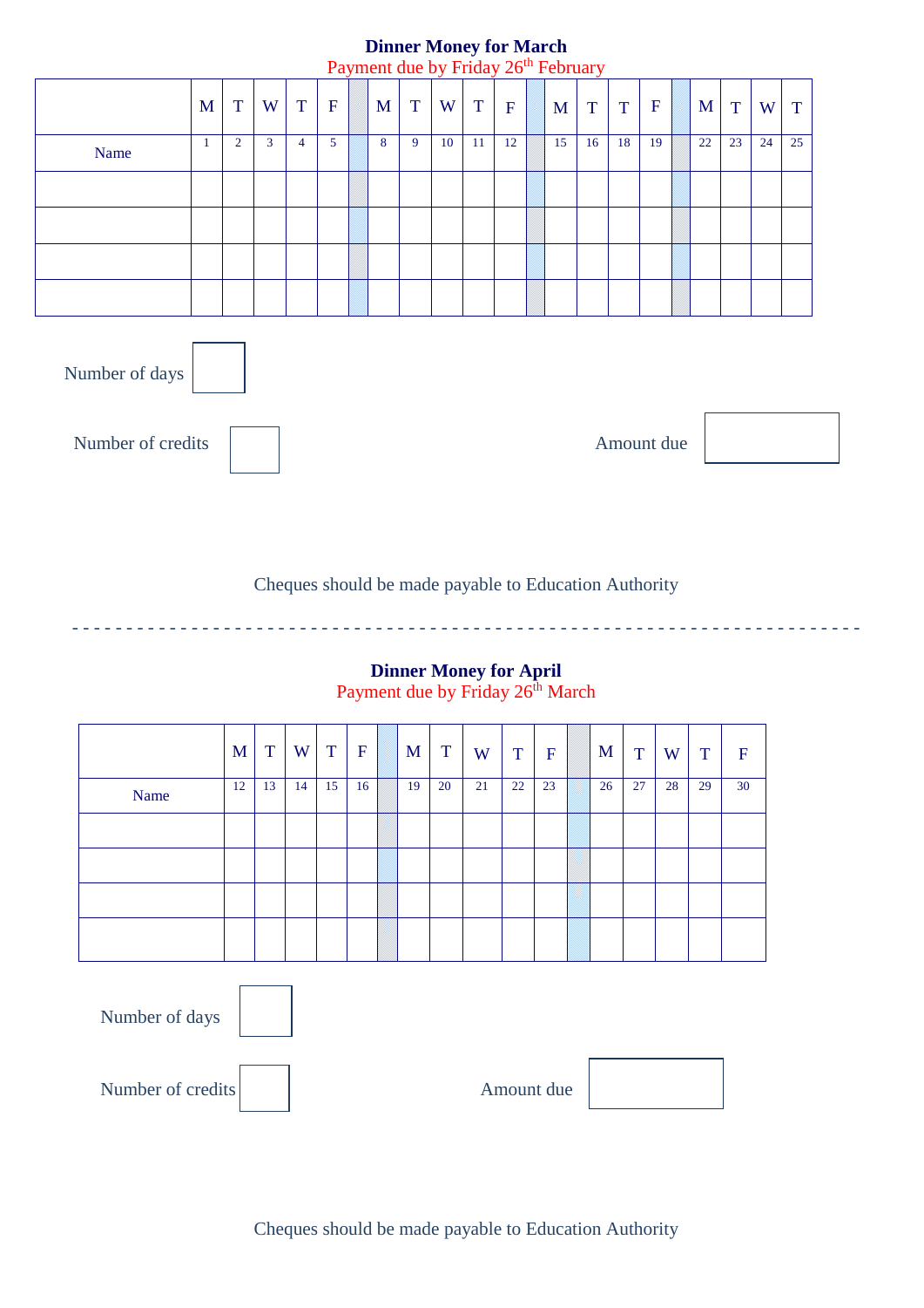**Dinner Money for March**

Payment due by Friday 26th February

| | M | T | W | T | F | | M | T | W | T | F | | M | T | T | F | | M | T | W | T |
|---|---|---|---|---|---|---|---|---|---|---|---|---|---|---|---|---|---|---|---|---|---|
| Name | 1 | 2 | 3 | 4 | 5 | | 8 | 9 | 10 | 11 | 12 | | 15 | 16 | 18 | 19 | | 22 | 23 | 24 | 25 |
| | | | | | | | | | | | | | | | | | | | | | |
| | | | | | | | | | | | | | | | | | | | | | |
| | | | | | | | | | | | | | | | | | | | | | |
| | | | | | | | | | | | | | | | | | | | | | |

Number of days

Number of credits

Amount due

Cheques should be made payable to Education Authority

---

**Dinner Money for April**

Payment due by Friday 26th March

| | M | T | W | T | F | | M | T | W | T | F | | M | T | W | T | F |
|---|---|---|---|---|---|---|---|---|---|---|---|---|---|---|---|---|---|
| Name | 12 | 13 | 14 | 15 | 16 | | 19 | 20 | 21 | 22 | 23 | | 26 | 27 | 28 | 29 | 30 |
| | | | | | | | | | | | | | | | | | |
| | | | | | | | | | | | | | | | | | |
| | | | | | | | | | | | | | | | | | |
| | | | | | | | | | | | | | | | | | |

Number of days

Number of credits

Amount due

Cheques should be made payable to Education Authority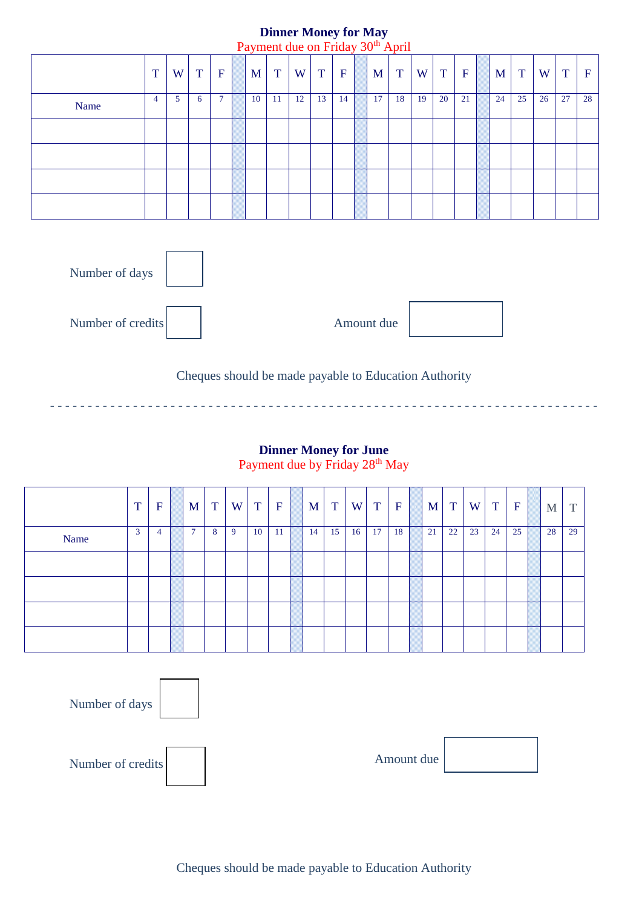**Dinner Money for May**

Payment due on Friday 30th April

| | T | W | T | F | | M | T | W | T | F | | M | T | W | T | F | | M | T | W | T | F |
|---|---|---|---|---|---|---|---|---|---|---|---|---|---|---|---|---|---|---|---|---|---|---|
| Name | 4 | 5 | 6 | 7 | | 10 | 11 | 12 | 13 | 14 | | 17 | 18 | 19 | 20 | 21 | | 24 | 25 | 26 | 27 | 28 |
| | | | | | | | | | | | | | | | | | | | | | | |
| | | | | | | | | | | | | | | | | | | | | | | |
| | | | | | | | | | | | | | | | | | | | | | | |
| | | | | | | | | | | | | | | | | | | | | | | |

Number of days

Number of credits

Amount due

Cheques should be made payable to Education Authority

- - - - - - - - - - - - - - - - - - - - - - - - - - - - - - - - - - - - - - - -

**Dinner Money for June**

Payment due by Friday 28th May

| | T | F | | M | T | W | T | F | | M | T | W | T | F | | M | T | W | T | F | | M | T |
|---|---|---|---|---|---|---|---|---|---|---|---|---|---|---|---|---|---|---|---|---|---|---|---|
| Name | 3 | 4 | | 7 | 8 | 9 | 10 | 11 | | 14 | 15 | 16 | 17 | 18 | | 21 | 22 | 23 | 24 | 25 | | 28 | 29 |
| | | | | | | | | | | | | | | | | | | | | | | | |
| | | | | | | | | | | | | | | | | | | | | | | | |
| | | | | | | | | | | | | | | | | | | | | | | | |
| | | | | | | | | | | | | | | | | | | | | | | | |

Number of days

Number of credits

Amount due

Cheques should be made payable to Education Authority